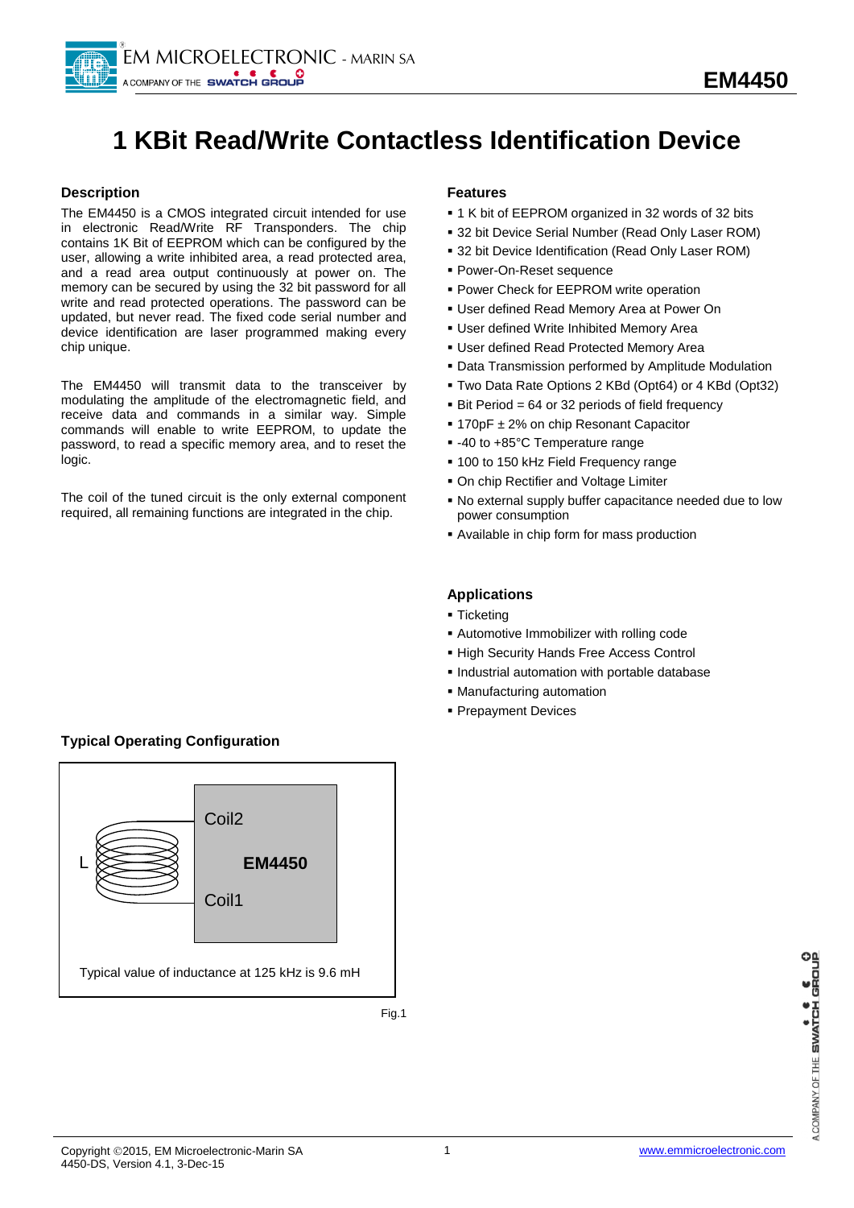# 1 KBit Read/Write Contactless Identification Device

## Description

The EM4450 is a CMOS integrated circuit intended for use in electronic Read/Write RF Transponders. The chip contains 1K Bit of EEPROM which can be configured by the user, allowing a write inhibited area, a read protected area, and a read area output continuously at power on. The memory can be secured by using the 32 bit password for all write and read protected operations. The password can be updated, but never read. The fixed code serial number and device identification are laser programmed making every chip unique.

The EM4450 will transmit data to the transceiver by modulating the amplitude of the electromagnetic field, and receive data and commands in a similar way. Simple commands will enable to write EEPROM, to update the password, to read a specific memory area, and to reset the logic.

The coil of the tuned circuit is the only external component required, all remaining functions are integrated in the chip.

## Features

- 1 K bit of EEPROM organized in 32 words of 32 bits
- 32 bit Device Serial Number (Read Only Laser ROM)
- 32 bit Device Identification (Read Only Laser ROM)
- Power-On-Reset sequence
- Power Check for EEPROM write operation
- User defined Read Memory Area at Power On
- User defined Write Inhibited Memory Area
- User defined Read Protected Memory Area
- Data Transmission performed by Amplitude Modulation
- Two Data Rate Options 2 KBd (Opt64) or 4 KBd (Opt32)
- Bit Period = 64 or 32 periods of field frequency
- 170pF ± 2% on chip Resonant Capacitor
- -40 to +85°C Temperature range
- 100 to 150 kHz Field Frequency range
- On chip Rectifier and Voltage Limiter
- No external supply buffer capacitance needed due to low power consumption
- Available in chip form for mass production

## Applications

- Ticketing
- Automotive Immobilizer with rolling code
- High Security Hands Free Access Control
- Industrial automation with portable database
- Manufacturing automation
- Prepayment Devices

## Typical Operating Configuration

L

Coil2

EM4450

Coil1

Typical value of inductance at 125 kHz is 9.6 mH

Fig.1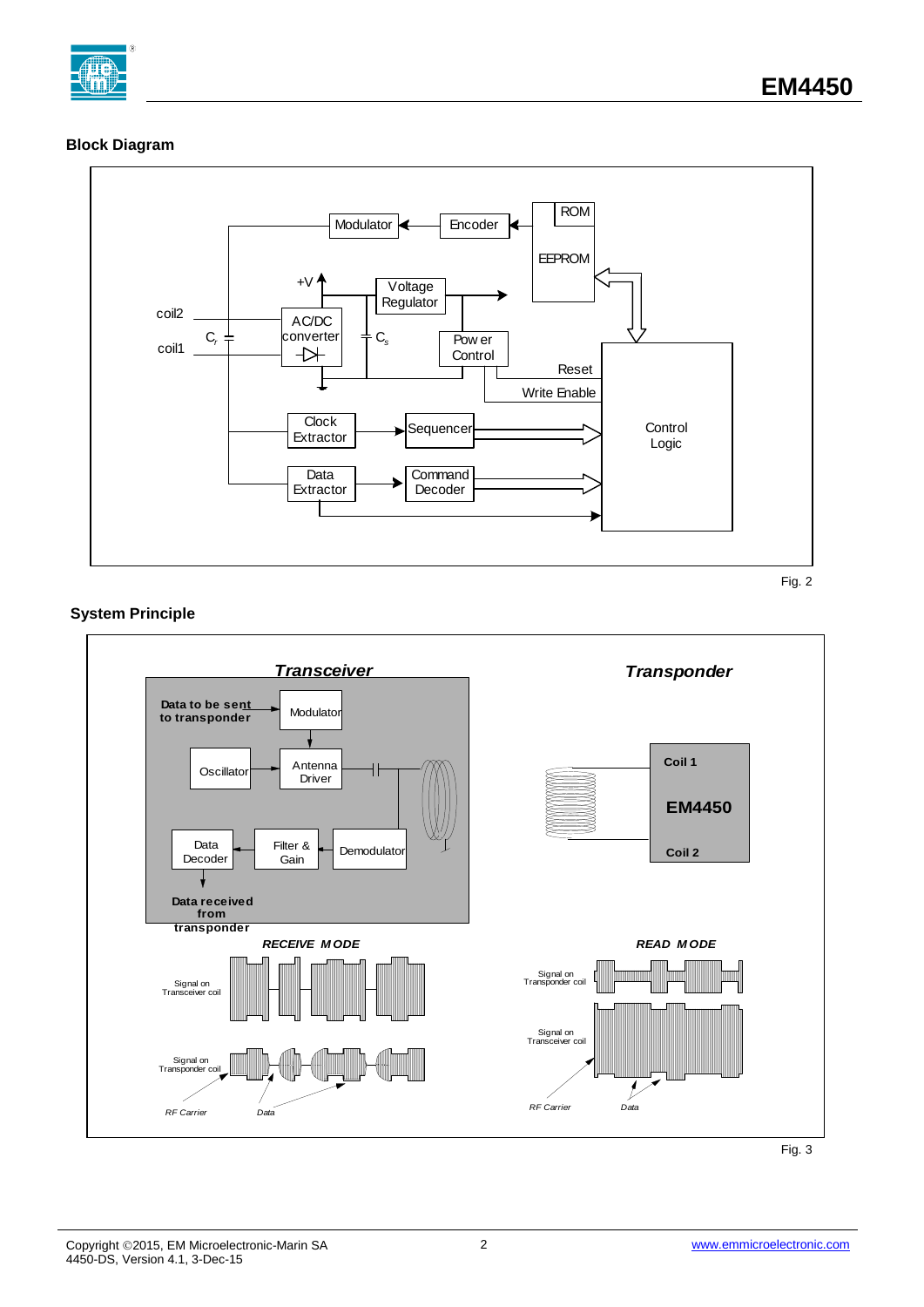## Block Diagram

Fig. 2

## System Principle

Fig. 3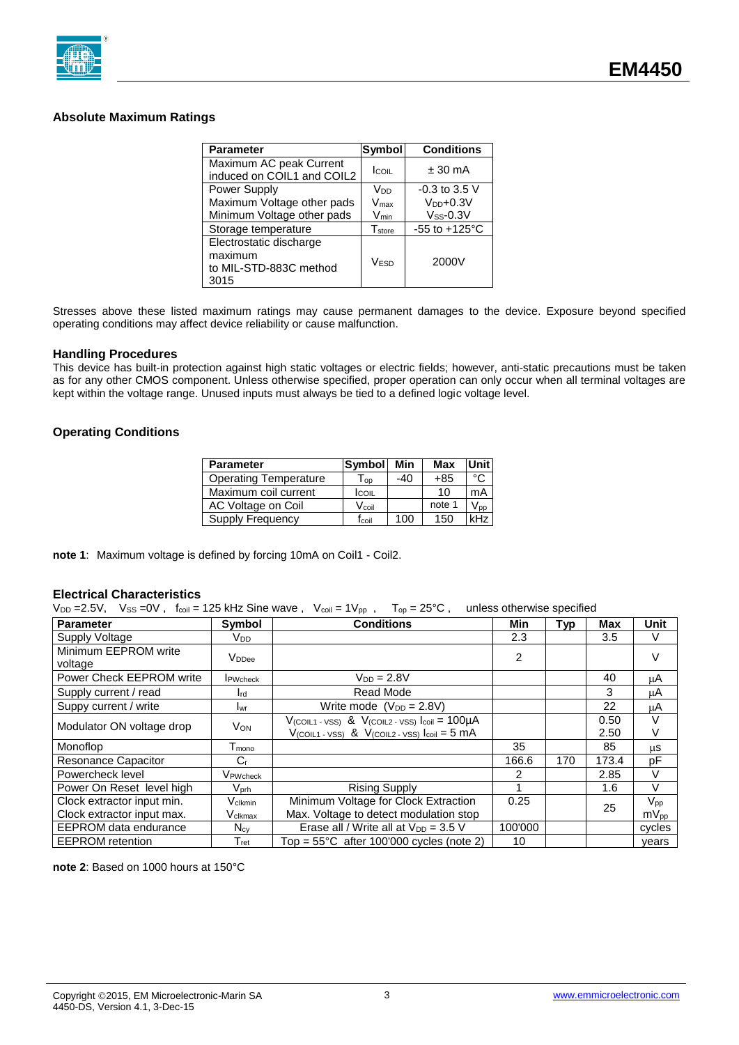## Absolute Maximum Ratings

| Parameter | Symbol | Conditions |
|---|---|---|
| Maximum AC peak Current induced on COIL1 and COIL2 | $I_{COIL}$ | ± 30 mA |
| Power Supply<br>Maximum Voltage other pads<br>Minimum Voltage other pads | $V_{DD}$<br>$V_{max}$<br>$V_{min}$ | -0.3 to 3.5 V<br>$V_{DD}$+0.3V<br>$V_{SS}$-0.3V |
| Storage temperature | $T_{store}$ | -55 to +125°C |
| Electrostatic discharge maximum to MIL-STD-883C method 3015 | $V_{ESD}$ | 2000V |

Stresses above these listed maximum ratings may cause permanent damages to the device. Exposure beyond specified operating conditions may affect device reliability or cause malfunction.

### Handling Procedures

This device has built-in protection against high static voltages or electric fields; however, anti-static precautions must be taken as for any other CMOS component. Unless otherwise specified, proper operation can only occur when all terminal voltages are kept within the voltage range. Unused inputs must always be tied to a defined logic voltage level.

## Operating Conditions

| Parameter | Symbol | Min | Max | Unit |
|---|---|---|---|---|
| Operating Temperature | $T_{op}$ | -40 | +85 | °C |
| Maximum coil current | $I_{COIL}$ | | 10 | mA |
| AC Voltage on Coil | $V_{coil}$ | | note 1 | $V_{pp}$ |
| Supply Frequency | $f_{coil}$ | 100 | 150 | kHz |

**note 1**: Maximum voltage is defined by forcing 10mA on Coil1 - Coil2.

## Electrical Characteristics

$V_{DD}$ =2.5V, $V_{SS}$ =0V , $f_{coil}$ = 125 kHz Sine wave , $V_{coil}$ = 1$V_{pp}$ , $T_{op}$ = 25°C , unless otherwise specified

| Parameter | Symbol | Conditions | Min | Typ | Max | Unit |
|---|---|---|---|---|---|---|
| Supply Voltage | $V_{DD}$ | | 2.3 | | 3.5 | V |
| Minimum EEPROM write voltage | $V_{DDee}$ | | 2 | | | V |
| Power Check EEPROM write | $I_{PWcheck}$ | $V_{DD}$ = 2.8V | | | 40 | µA |
| Supply current / read | $I_{rd}$ | Read Mode | | | 3 | µA |
| Suppy current / write | $I_{wr}$ | Write mode ($V_{DD}$ = 2.8V) | | | 22 | µA |
| Modulator ON voltage drop | $V_{ON}$ | $V_{(COIL1 - VSS)}$ & $V_{(COIL2 - VSS)}$ $I_{coil}$ = 100µA<br>$V_{(COIL1 - VSS)}$ & $V_{(COIL2 - VSS)}$ $I_{coil}$ = 5 mA | | | 0.50<br>2.50 | V<br>V |
| Monoflop | $T_{mono}$ | | 35 | | 85 | µs |
| Resonance Capacitor | $C_r$ | | 166.6 | 170 | 173.4 | pF |
| Powercheck level | $V_{PWcheck}$ | | 2 | | 2.85 | V |
| Power On Reset level high | $V_{prh}$ | Rising Supply | 1 | | 1.6 | V |
| Clock extractor input min.<br>Clock extractor input max. | $V_{clkmin}$<br>$V_{clkmax}$ | Minimum Voltage for Clock Extraction<br>Max. Voltage to detect modulation stop | 0.25 | | 25 | $V_{pp}$<br>$mV_{pp}$ |
| EEPROM data endurance | $N_{cy}$ | Erase all / Write all at $V_{DD}$ = 3.5 V | 100'000 | | | cycles |
| EEPROM retention | $T_{ret}$ | Top = 55°C after 100'000 cycles (note 2) | 10 | | | years |

**note 2**: Based on 1000 hours at 150°C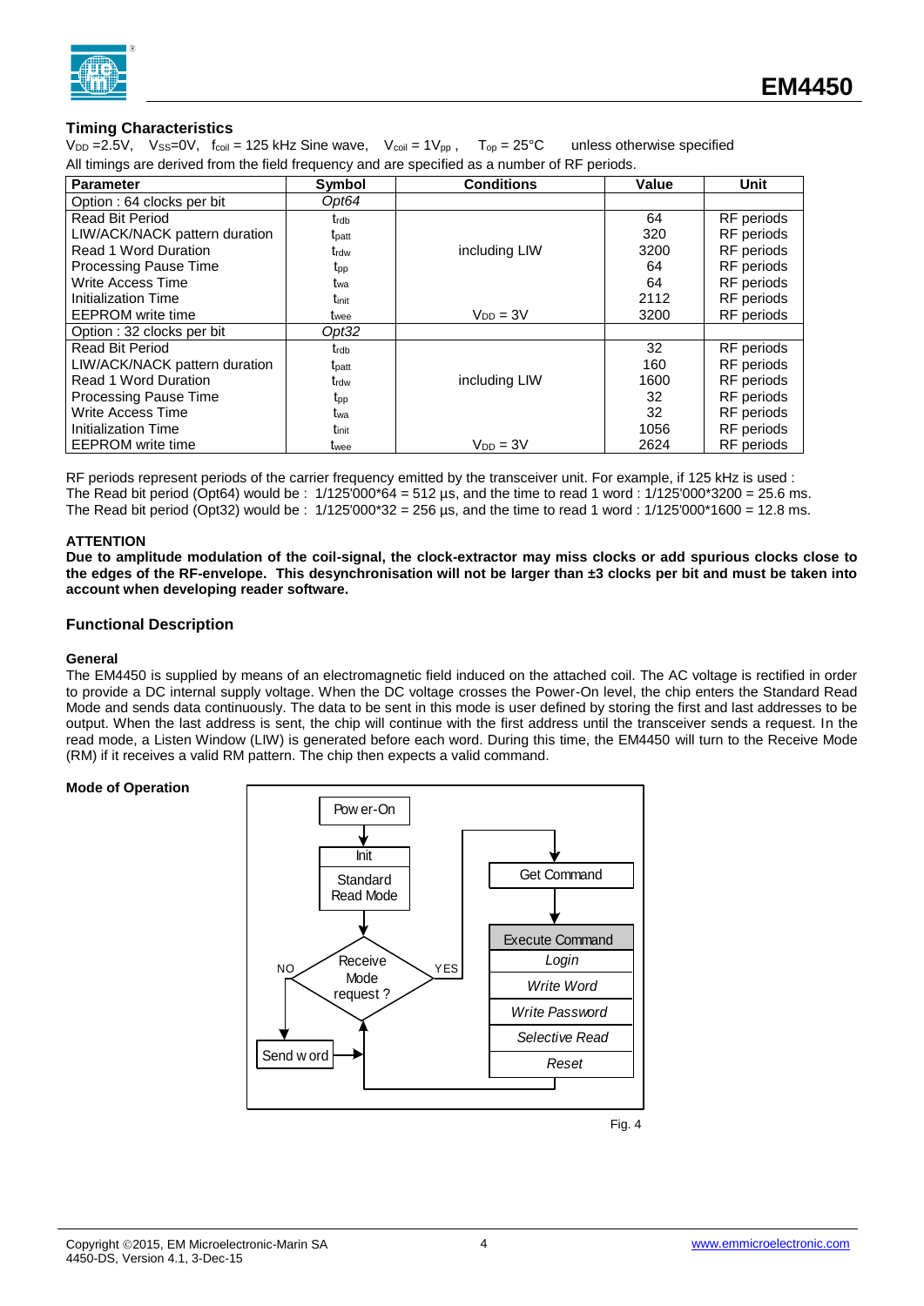### Timing Characteristics

$V_{DD}$ =2.5V, $V_{SS}$=0V, $f_{coil}$ = 125 kHz Sine wave, $V_{coil}$ = 1$V_{pp}$ , $T_{op}$ = 25°C unless otherwise specified

All timings are derived from the field frequency and are specified as a number of RF periods.

| Parameter | Symbol | Conditions | Value | Unit |
|---|---|---|---|---|
| Option : 64 clocks per bit | *Opt64* | | | |
| Read Bit Period | $t_{rdb}$ | | 64 | RF periods |
| LIW/ACK/NACK pattern duration | $t_{patt}$ | | 320 | RF periods |
| Read 1 Word Duration | $t_{rdw}$ | including LIW | 3200 | RF periods |
| Processing Pause Time | $t_{pp}$ | | 64 | RF periods |
| Write Access Time | $t_{wa}$ | | 64 | RF periods |
| Initialization Time | $t_{init}$ | | 2112 | RF periods |
| EEPROM write time | $t_{wee}$ | $V_{DD}$ = 3V | 3200 | RF periods |
| Option : 32 clocks per bit | *Opt32* | | | |
| Read Bit Period | $t_{rdb}$ | | 32 | RF periods |
| LIW/ACK/NACK pattern duration | $t_{patt}$ | | 160 | RF periods |
| Read 1 Word Duration | $t_{rdw}$ | including LIW | 1600 | RF periods |
| Processing Pause Time | $t_{pp}$ | | 32 | RF periods |
| Write Access Time | $t_{wa}$ | | 32 | RF periods |
| Initialization Time | $t_{init}$ | | 1056 | RF periods |
| EEPROM write time | $t_{wee}$ | $V_{DD}$ = 3V | 2624 | RF periods |

RF periods represent periods of the carrier frequency emitted by the transceiver unit. For example, if 125 kHz is used :
The Read bit period (Opt64) would be : 1/125'000\*64 = 512 µs, and the time to read 1 word : 1/125'000\*3200 = 25.6 ms.
The Read bit period (Opt32) would be : 1/125'000\*32 = 256 µs, and the time to read 1 word : 1/125'000\*1600 = 12.8 ms.

**ATTENTION**

**Due to amplitude modulation of the coil-signal, the clock-extractor may miss clocks or add spurious clocks close to the edges of the RF-envelope. This desynchronisation will not be larger than ±3 clocks per bit and must be taken into account when developing reader software.**

### Functional Description

**General**

The EM4450 is supplied by means of an electromagnetic field induced on the attached coil. The AC voltage is rectified in order to provide a DC internal supply voltage. When the DC voltage crosses the Power-On level, the chip enters the Standard Read Mode and sends data continuously. The data to be sent in this mode is user defined by storing the first and last addresses to be output. When the last address is sent, the chip will continue with the first address until the transceiver sends a request. In the read mode, a Listen Window (LIW) is generated before each word. During this time, the EM4450 will turn to the Receive Mode (RM) if it receives a valid RM pattern. The chip then expects a valid command.

**Mode of Operation**

Power-On → Init → Standard Read Mode → Receive Mode request ?
- NO → Send word → (back to Receive Mode request ?)
- YES → Get Command → Execute Command (*Login*, *Write Word*, *Write Password*, *Selective Read*, *Reset*) → (back to Receive Mode request ?)

Fig. 4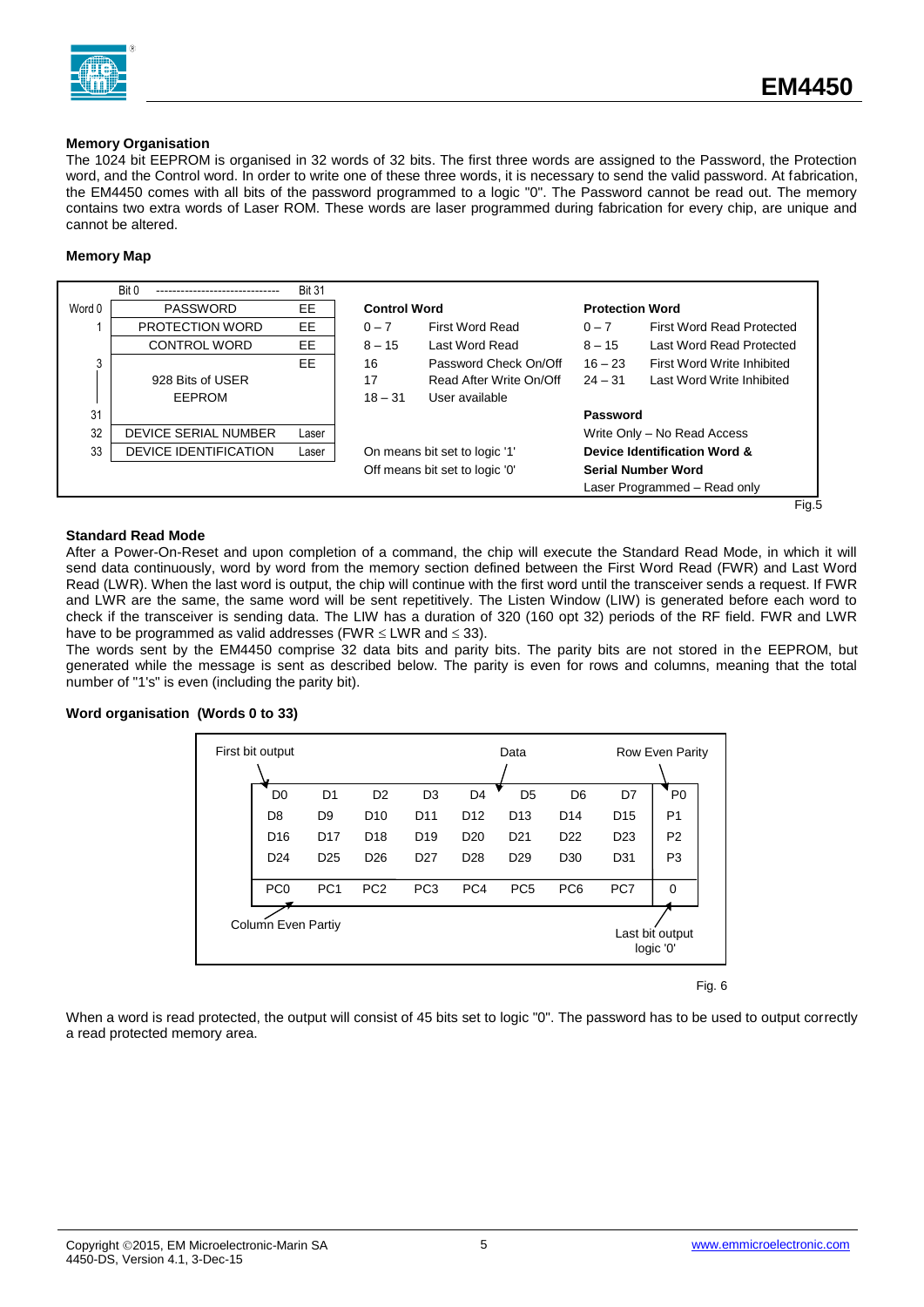### Memory Organisation

The 1024 bit EEPROM is organised in 32 words of 32 bits. The first three words are assigned to the Password, the Protection word, and the Control word. In order to write one of these three words, it is necessary to send the valid password. At fabrication, the EM4450 comes with all bits of the password programmed to a logic "0". The Password cannot be read out. The memory contains two extra words of Laser ROM. These words are laser programmed during fabrication for every chip, are unique and cannot be altered.

### Memory Map

| | Bit 0 ---------------------------- | Bit 31 |
|---|---|---|
| Word 0 | PASSWORD | EE |
| 1 | PROTECTION WORD | EE |
| | CONTROL WORD | EE |
| 3 | 928 Bits of USER EEPROM | EE |
| 31 | | |
| 32 | DEVICE SERIAL NUMBER | Laser |
| 33 | DEVICE IDENTIFICATION | Laser |

**Control Word**

| | |
|---|---|
| 0 – 7 | First Word Read |
| 8 – 15 | Last Word Read |
| 16 | Password Check On/Off |
| 17 | Read After Write On/Off |
| 18 – 31 | User available |

On means bit set to logic '1'
Off means bit set to logic '0'

**Protection Word**

| | |
|---|---|
| 0 – 7 | First Word Read Protected |
| 8 – 15 | Last Word Read Protected |
| 16 – 23 | First Word Write Inhibited |
| 24 – 31 | Last Word Write Inhibited |

**Password**
Write Only – No Read Access

**Device Identification Word & Serial Number Word**
Laser Programmed – Read only

Fig.5

### Standard Read Mode

After a Power-On-Reset and upon completion of a command, the chip will execute the Standard Read Mode, in which it will send data continuously, word by word from the memory section defined between the First Word Read (FWR) and Last Word Read (LWR). When the last word is output, the chip will continue with the first word until the transceiver sends a request. If FWR and LWR are the same, the same word will be sent repetitively. The Listen Window (LIW) is generated before each word to check if the transceiver is sending data. The LIW has a duration of 320 (160 opt 32) periods of the RF field. FWR and LWR have to be programmed as valid addresses (FWR ≤ LWR and ≤ 33).
The words sent by the EM4450 comprise 32 data bits and parity bits. The parity bits are not stored in the EEPROM, but generated while the message is sent as described below. The parity is even for rows and columns, meaning that the total number of "1's" is even (including the parity bit).

### Word organisation (Words 0 to 33)

First bit output → D0; Data; Row Even Parity → P0

| | | | | | | | | |
|---|---|---|---|---|---|---|---|---|
| D0 | D1 | D2 | D3 | D4 | D5 | D6 | D7 | P0 |
| D8 | D9 | D10 | D11 | D12 | D13 | D14 | D15 | P1 |
| D16 | D17 | D18 | D19 | D20 | D21 | D22 | D23 | P2 |
| D24 | D25 | D26 | D27 | D28 | D29 | D30 | D31 | P3 |
| PC0 | PC1 | PC2 | PC3 | PC4 | PC5 | PC6 | PC7 | 0 |

Column Even Partiy → PC0; Last bit output logic '0' → 0

Fig. 6

When a word is read protected, the output will consist of 45 bits set to logic "0". The password has to be used to output correctly a read protected memory area.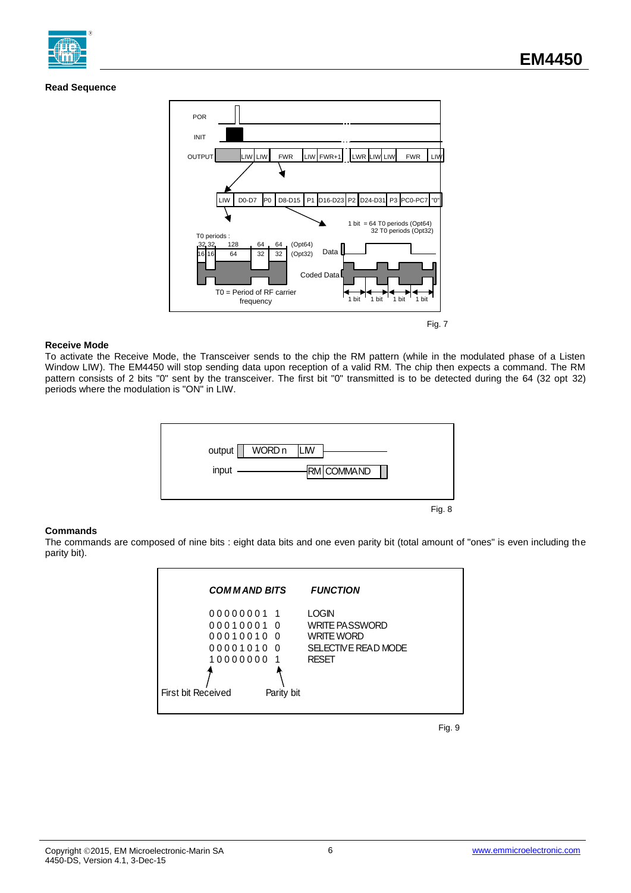**Read Sequence**

Fig. 7

**Receive Mode**

To activate the Receive Mode, the Transceiver sends to the chip the RM pattern (while in the modulated phase of a Listen Window LIW). The EM4450 will stop sending data upon reception of a valid RM. The chip then expects a command. The RM pattern consists of 2 bits "0" sent by the transceiver. The first bit "0" transmitted is to be detected during the 64 (32 opt 32) periods where the modulation is "ON" in LIW.

Fig. 8

**Commands**

The commands are composed of nine bits : eight data bits and one even parity bit (total amount of "ones" is even including the parity bit).

| *COMMAND BITS* | *FUNCTION* |
|---|---|
| 0 0 0 0 0 0 0 1 1 | LOGIN |
| 0 0 0 1 0 0 0 1 0 | WRITE PASSWORD |
| 0 0 0 1 0 0 1 0 0 | WRITE WORD |
| 0 0 0 0 1 0 1 0 0 | SELECTIVE READ MODE |
| 1 0 0 0 0 0 0 0 1 | RESET |

First bit Received (leftmost bit); Parity bit (rightmost bit)

Fig. 9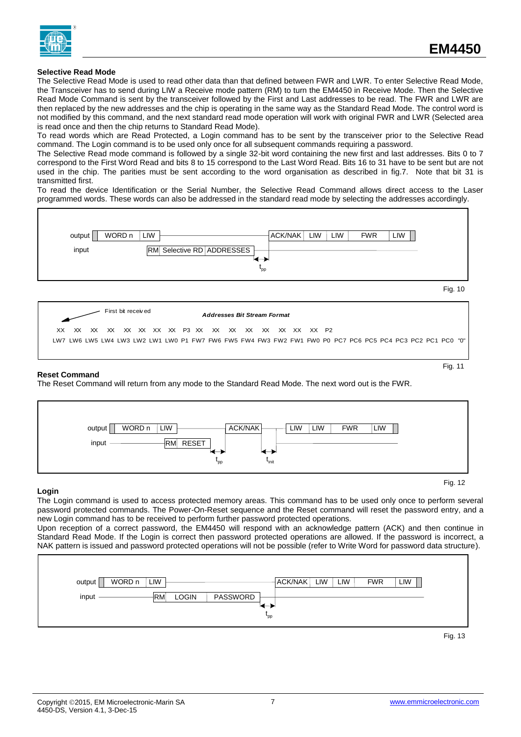### Selective Read Mode

The Selective Read Mode is used to read other data than that defined between FWR and LWR. To enter Selective Read Mode, the Transceiver has to send during LIW a Receive mode pattern (RM) to turn the EM4450 in Receive Mode. Then the Selective Read Mode Command is sent by the transceiver followed by the First and Last addresses to be read. The FWR and LWR are then replaced by the new addresses and the chip is operating in the same way as the Standard Read Mode. The control word is not modified by this command, and the next standard read mode operation will work with original FWR and LWR (Selected area is read once and then the chip returns to Standard Read Mode).

To read words which are Read Protected, a Login command has to be sent by the transceiver prior to the Selective Read command. The Login command is to be used only once for all subsequent commands requiring a password.

The Selective Read mode command is followed by a single 32-bit word containing the new first and last addresses. Bits 0 to 7 correspond to the First Word Read and bits 8 to 15 correspond to the Last Word Read. Bits 16 to 31 have to be sent but are not used in the chip. The parities must be sent according to the word organisation as described in fig.7. Note that bit 31 is transmitted first.

To read the device Identification or the Serial Number, the Selective Read Command allows direct access to the Laser programmed words. These words can also be addressed in the standard read mode by selecting the addresses accordingly.

| | | | | | | | | | | |
|---|---|---|---|---|---|---|---|---|---|---|
| output | WORD n | LIW | | | ACK/NAK | LIW | LIW | FWR | LIW | |
| input | | RM | Selective RD | ADDRESSES | | | | | | |
| | | | | $t_{pp}$ | | | | | | |

Fig. 10

First bit received — *Addresses Bit Stream Format*

| XX | XX | XX | XX | XX | XX | XX | XX | P3 | XX | XX | XX | XX | XX | XX | XX | XX | P2 | | | | | | | | | |
|---|---|---|---|---|---|---|---|---|---|---|---|---|---|---|---|---|---|---|---|---|---|---|---|---|---|---|
| LW7 | LW6 | LW5 | LW4 | LW3 | LW2 | LW1 | LW0 | P1 | FW7 | FW6 | FW5 | FW4 | FW3 | FW2 | FW1 | FW0 | P0 | PC7 | PC6 | PC5 | PC4 | PC3 | PC2 | PC1 | PC0 | "0" |

Fig. 11

### Reset Command

The Reset Command will return from any mode to the Standard Read Mode. The next word out is the FWR.

| | | | | | | | | | |
|---|---|---|---|---|---|---|---|---|---|
| output | WORD n | LIW | | ACK/NAK | | LIW | LIW | FWR | LIW |
| input | | RM | RESET | | | | | | |
| | | | $t_{pp}$ | | $t_{init}$ | | | | |

Fig. 12

### Login

The Login command is used to access protected memory areas. This command has to be used only once to perform several password protected commands. The Power-On-Reset sequence and the Reset command will reset the password entry, and a new Login command has to be received to perform further password protected operations.

Upon reception of a correct password, the EM4450 will respond with an acknowledge pattern (ACK) and then continue in Standard Read Mode. If the Login is correct then password protected operations are allowed. If the password is incorrect, a NAK pattern is issued and password protected operations will not be possible (refer to Write Word for password data structure).

| | | | | | | | | | |
|---|---|---|---|---|---|---|---|---|---|
| output | WORD n | LIW | | | ACK/NAK | LIW | LIW | FWR | LIW |
| input | | RM | LOGIN | PASSWORD | | | | | |
| | | | | $t_{pp}$ | | | | | |

Fig. 13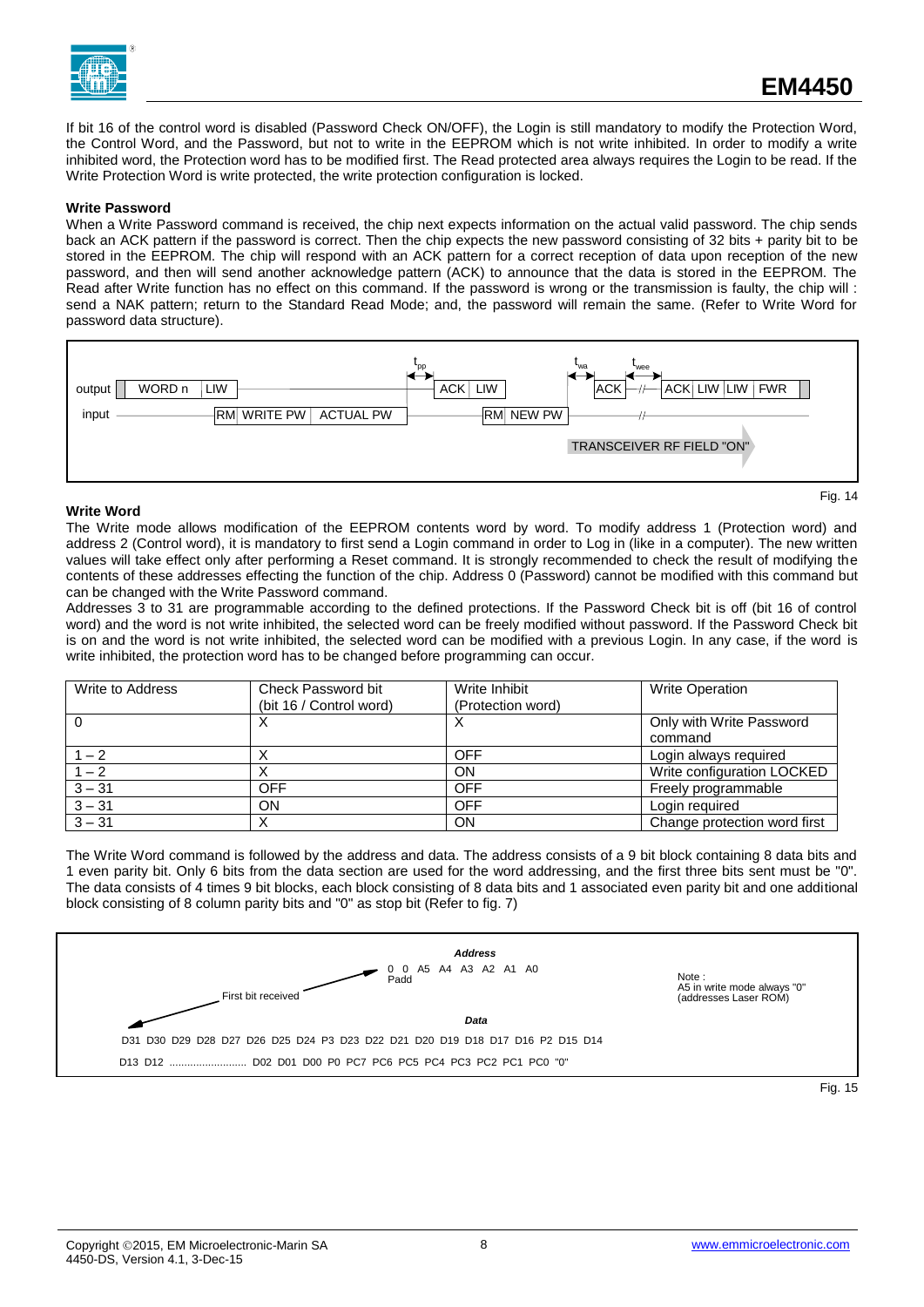If bit 16 of the control word is disabled (Password Check ON/OFF), the Login is still mandatory to modify the Protection Word, the Control Word, and the Password, but not to write in the EEPROM which is not write inhibited. In order to modify a write inhibited word, the Protection word has to be modified first. The Read protected area always requires the Login to be read. If the Write Protection Word is write protected, the write protection configuration is locked.

**Write Password**

When a Write Password command is received, the chip next expects information on the actual valid password. The chip sends back an ACK pattern if the password is correct. Then the chip expects the new password consisting of 32 bits + parity bit to be stored in the EEPROM. The chip will respond with an ACK pattern for a correct reception of data upon reception of the new password, and then will send another acknowledge pattern (ACK) to announce that the data is stored in the EEPROM. The Read after Write function has no effect on this command. If the password is wrong or the transmission is faulty, the chip will : send a NAK pattern; return to the Standard Read Mode; and, the password will remain the same. (Refer to Write Word for password data structure).

output | WORD n | LIW | ... | ACK | LIW | ... | ACK | ACK | LIW | LIW | FWR

input | RM | WRITE PW | ACTUAL PW | RM | NEW PW

$t_{pp}$ $t_{wa}$ $t_{wee}$

TRANSCEIVER RF FIELD "ON"

Fig. 14

**Write Word**

The Write mode allows modification of the EEPROM contents word by word. To modify address 1 (Protection word) and address 2 (Control word), it is mandatory to first send a Login command in order to Log in (like in a computer). The new written values will take effect only after performing a Reset command. It is strongly recommended to check the result of modifying the contents of these addresses effecting the function of the chip. Address 0 (Password) cannot be modified with this command but can be changed with the Write Password command.

Addresses 3 to 31 are programmable according to the defined protections. If the Password Check bit is off (bit 16 of control word) and the word is not write inhibited, the selected word can be freely modified without password. If the Password Check bit is on and the word is not write inhibited, the selected word can be modified with a previous Login. In any case, if the word is write inhibited, the protection word has to be changed before programming can occur.

| Write to Address | Check Password bit (bit 16 / Control word) | Write Inhibit (Protection word) | Write Operation |
|---|---|---|---|
| 0 | X | X | Only with Write Password command |
| 1 – 2 | X | OFF | Login always required |
| 1 – 2 | X | ON | Write configuration LOCKED |
| 3 – 31 | OFF | OFF | Freely programmable |
| 3 – 31 | ON | OFF | Login required |
| 3 – 31 | X | ON | Change protection word first |

The Write Word command is followed by the address and data. The address consists of a 9 bit block containing 8 data bits and 1 even parity bit. Only 6 bits from the data section are used for the word addressing, and the first three bits sent must be "0". The data consists of 4 times 9 bit blocks, each block consisting of 8 data bits and 1 associated even parity bit and one additional block consisting of 8 column parity bits and "0" as stop bit (Refer to fig. 7)

*Address*

0 0 A5 A4 A3 A2 A1 A0
Padd

First bit received

Note :
A5 in write mode always "0"
(addresses Laser ROM)

*Data*

D31 D30 D29 D28 D27 D26 D25 D24 P3 D23 D22 D21 D20 D19 D18 D17 D16 P2 D15 D14

D13 D12 .......................... D02 D01 D00 P0 PC7 PC6 PC5 PC4 PC3 PC2 PC1 PC0 "0"

Fig. 15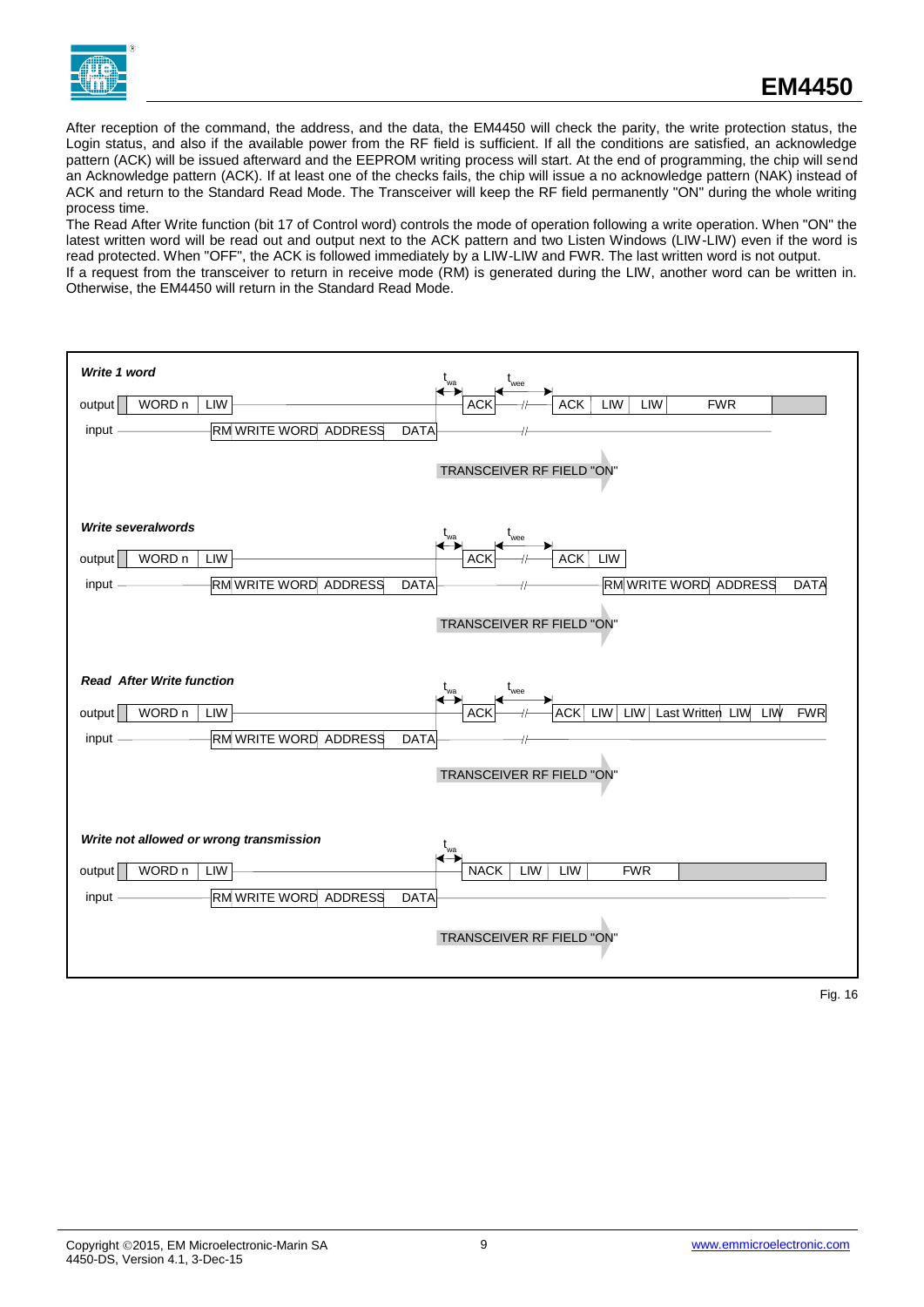After reception of the command, the address, and the data, the EM4450 will check the parity, the write protection status, the Login status, and also if the available power from the RF field is sufficient. If all the conditions are satisfied, an acknowledge pattern (ACK) will be issued afterward and the EEPROM writing process will start. At the end of programming, the chip will send an Acknowledge pattern (ACK). If at least one of the checks fails, the chip will issue a no acknowledge pattern (NAK) instead of ACK and return to the Standard Read Mode. The Transceiver will keep the RF field permanently "ON" during the whole writing process time.
The Read After Write function (bit 17 of Control word) controls the mode of operation following a write operation. When "ON" the latest written word will be read out and output next to the ACK pattern and two Listen Windows (LIW-LIW) even if the word is read protected. When "OFF", the ACK is followed immediately by a LIW-LIW and FWR. The last written word is not output.
If a request from the transceiver to return in receive mode (RM) is generated during the LIW, another word can be written in. Otherwise, the EM4450 will return in the Standard Read Mode.

*Write 1 word*

output: WORD n | LIW | ... | $t_{wa}$ | ACK | $t_{wee}$ | ACK | LIW | LIW | FWR

input: RM | WRITE WORD | ADDRESS | DATA

TRANSCEIVER RF FIELD "ON"

*Write severalwords*

output: WORD n | LIW | ... | $t_{wa}$ | ACK | $t_{wee}$ | ACK | LIW

input: RM | WRITE WORD | ADDRESS | DATA | ... | RM | WRITE WORD | ADDRESS | DATA

TRANSCEIVER RF FIELD "ON"

*Read After Write function*

output: WORD n | LIW | ... | $t_{wa}$ | ACK | $t_{wee}$ | ACK | LIW | LIW | Last Written | LIW | LIW | FWR

input: RM | WRITE WORD | ADDRESS | DATA

TRANSCEIVER RF FIELD "ON"

*Write not allowed or wrong transmission*

output: WORD n | LIW | ... | $t_{wa}$ | NACK | LIW | LIW | FWR

input: RM | WRITE WORD | ADDRESS | DATA

TRANSCEIVER RF FIELD "ON"

Fig. 16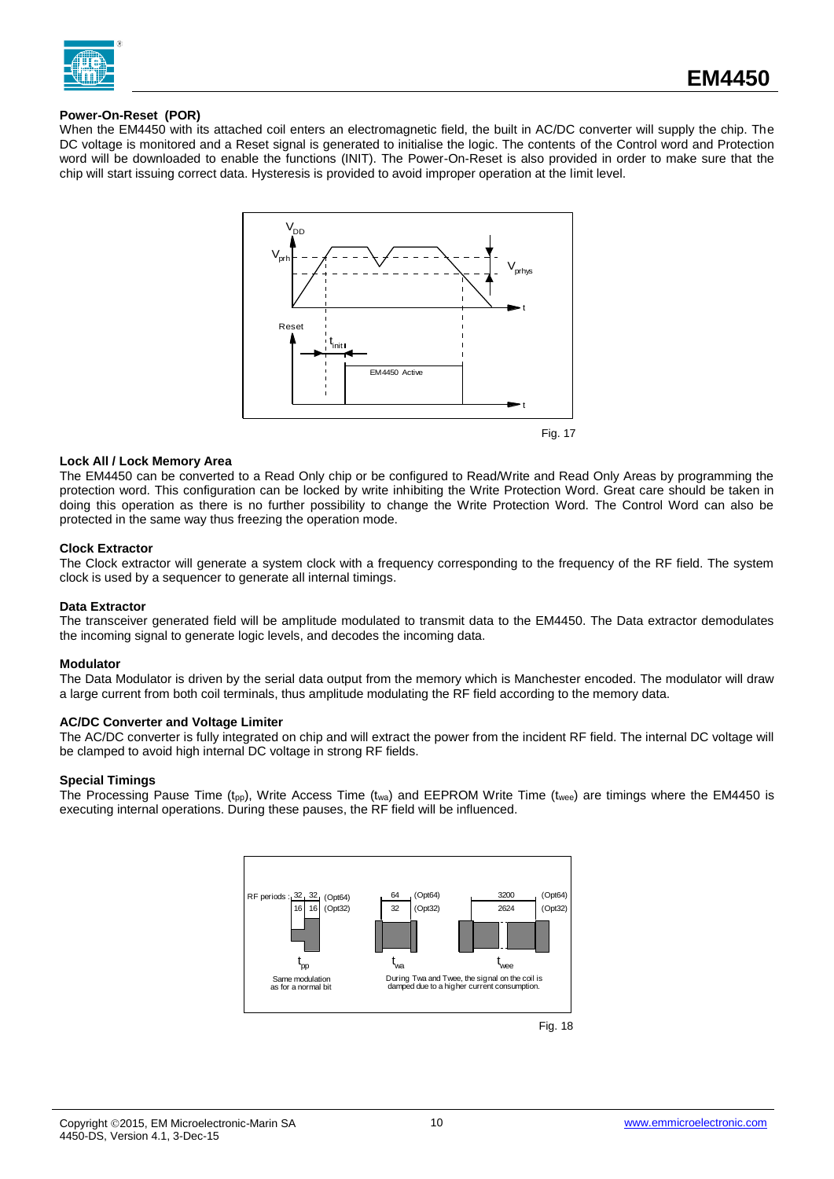### Power-On-Reset (POR)

When the EM4450 with its attached coil enters an electromagnetic field, the built in AC/DC converter will supply the chip. The DC voltage is monitored and a Reset signal is generated to initialise the logic. The contents of the Control word and Protection word will be downloaded to enable the functions (INIT). The Power-On-Reset is also provided in order to make sure that the chip will start issuing correct data. Hysteresis is provided to avoid improper operation at the limit level.

Fig. 17

### Lock All / Lock Memory Area

The EM4450 can be converted to a Read Only chip or be configured to Read/Write and Read Only Areas by programming the protection word. This configuration can be locked by write inhibiting the Write Protection Word. Great care should be taken in doing this operation as there is no further possibility to change the Write Protection Word. The Control Word can also be protected in the same way thus freezing the operation mode.

### Clock Extractor

The Clock extractor will generate a system clock with a frequency corresponding to the frequency of the RF field. The system clock is used by a sequencer to generate all internal timings.

### Data Extractor

The transceiver generated field will be amplitude modulated to transmit data to the EM4450. The Data extractor demodulates the incoming signal to generate logic levels, and decodes the incoming data.

### Modulator

The Data Modulator is driven by the serial data output from the memory which is Manchester encoded. The modulator will draw a large current from both coil terminals, thus amplitude modulating the RF field according to the memory data.

### AC/DC Converter and Voltage Limiter

The AC/DC converter is fully integrated on chip and will extract the power from the incident RF field. The internal DC voltage will be clamped to avoid high internal DC voltage in strong RF fields.

### Special Timings

The Processing Pause Time ($t_{pp}$), Write Access Time ($t_{wa}$) and EEPROM Write Time ($t_{wee}$) are timings where the EM4450 is executing internal operations. During these pauses, the RF field will be influenced.

Fig. 18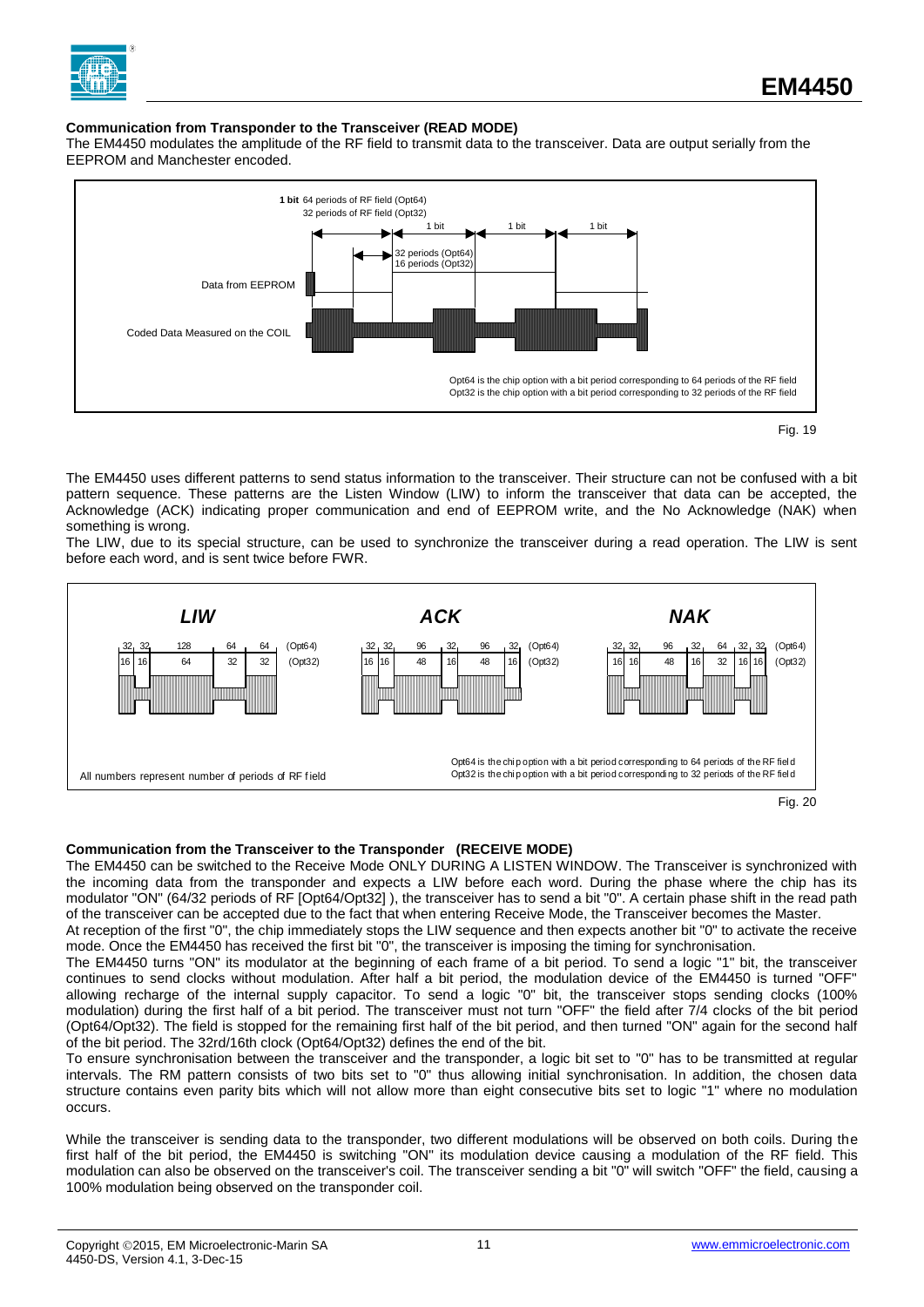### Communication from Transponder to the Transceiver (READ MODE)

The EM4450 modulates the amplitude of the RF field to transmit data to the transceiver. Data are output serially from the EEPROM and Manchester encoded.

**1 bit** 64 periods of RF field (Opt64)
32 periods of RF field (Opt32)

1 bit   1 bit   1 bit

32 periods (Opt64)
16 periods (Opt32)

Data from EEPROM

Coded Data Measured on the COIL

Opt64 is the chip option with a bit period corresponding to 64 periods of the RF field
Opt32 is the chip option with a bit period corresponding to 32 periods of the RF field

Fig. 19

The EM4450 uses different patterns to send status information to the transceiver. Their structure can not be confused with a bit pattern sequence. These patterns are the Listen Window (LIW) to inform the transceiver that data can be accepted, the Acknowledge (ACK) indicating proper communication and end of EEPROM write, and the No Acknowledge (NAK) when something is wrong.

The LIW, due to its special structure, can be used to synchronize the transceiver during a read operation. The LIW is sent before each word, and is sent twice before FWR.

***LIW***

| 32 | 32 | 128 | 64 | 64 | (Opt64) |
|---|---|---|---|---|---|
| 16 | 16 | 64 | 32 | 32 | (Opt32) |

***ACK***

| 32 | 32 | 96 | 32 | 96 | 32 | (Opt64) |
|---|---|---|---|---|---|---|
| 16 | 16 | 48 | 16 | 48 | 16 | (Opt32) |

***NAK***

| 32 | 32 | 96 | 32 | 64 | 32 | 32 | (Opt64) |
|---|---|---|---|---|---|---|---|
| 16 | 16 | 48 | 16 | 32 | 16 | 16 | (Opt32) |

All numbers represent number of periods of RF field

Opt64 is the chip option with a bit period corresponding to 64 periods of the RF field
Opt32 is the chip option with a bit period corresponding to 32 periods of the RF field

Fig. 20

### Communication from the Transceiver to the Transponder (RECEIVE MODE)

The EM4450 can be switched to the Receive Mode ONLY DURING A LISTEN WINDOW. The Transceiver is synchronized with the incoming data from the transponder and expects a LIW before each word. During the phase where the chip has its modulator "ON" (64/32 periods of RF [Opt64/Opt32] ), the transceiver has to send a bit "0". A certain phase shift in the read path of the transceiver can be accepted due to the fact that when entering Receive Mode, the Transceiver becomes the Master.

At reception of the first "0", the chip immediately stops the LIW sequence and then expects another bit "0" to activate the receive mode. Once the EM4450 has received the first bit "0", the transceiver is imposing the timing for synchronisation.

The EM4450 turns "ON" its modulator at the beginning of each frame of a bit period. To send a logic "1" bit, the transceiver continues to send clocks without modulation. After half a bit period, the modulation device of the EM4450 is turned "OFF" allowing recharge of the internal supply capacitor. To send a logic "0" bit, the transceiver stops sending clocks (100% modulation) during the first half of a bit period. The transceiver must not turn "OFF" the field after 7/4 clocks of the bit period (Opt64/Opt32). The field is stopped for the remaining first half of the bit period, and then turned "ON" again for the second half of the bit period. The 32rd/16th clock (Opt64/Opt32) defines the end of the bit.

To ensure synchronisation between the transceiver and the transponder, a logic bit set to "0" has to be transmitted at regular intervals. The RM pattern consists of two bits set to "0" thus allowing initial synchronisation. In addition, the chosen data structure contains even parity bits which will not allow more than eight consecutive bits set to logic "1" where no modulation occurs.

While the transceiver is sending data to the transponder, two different modulations will be observed on both coils. During the first half of the bit period, the EM4450 is switching "ON" its modulation device causing a modulation of the RF field. This modulation can also be observed on the transceiver's coil. The transceiver sending a bit "0" will switch "OFF" the field, causing a 100% modulation being observed on the transponder coil.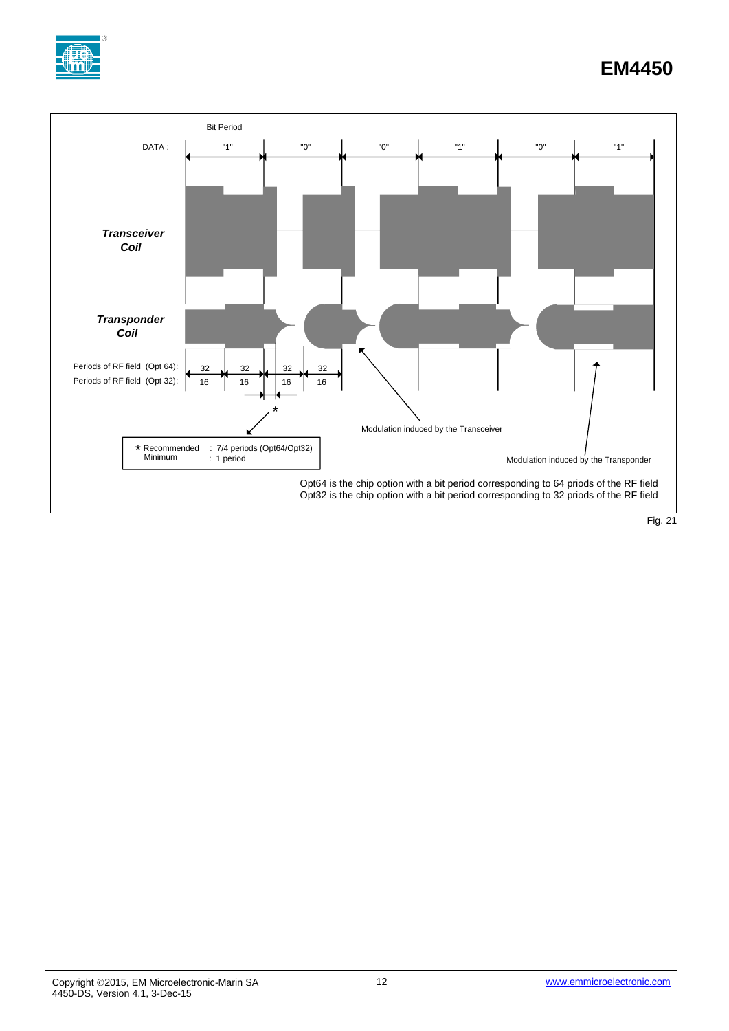Bit Period

DATA : "1" "0" "0" "1" "0" "1"

*Transceiver Coil*

*Transponder Coil*

Periods of RF field (Opt 64): 32 32 32 32

Periods of RF field (Opt 32): 16 16 16 16

*

Modulation induced by the Transceiver

Modulation induced by the Transponder

* Recommended : 7/4 periods (Opt64/Opt32)
Minimum : 1 period

Opt64 is the chip option with a bit period corresponding to 64 priods of the RF field
Opt32 is the chip option with a bit period corresponding to 32 priods of the RF field

Fig. 21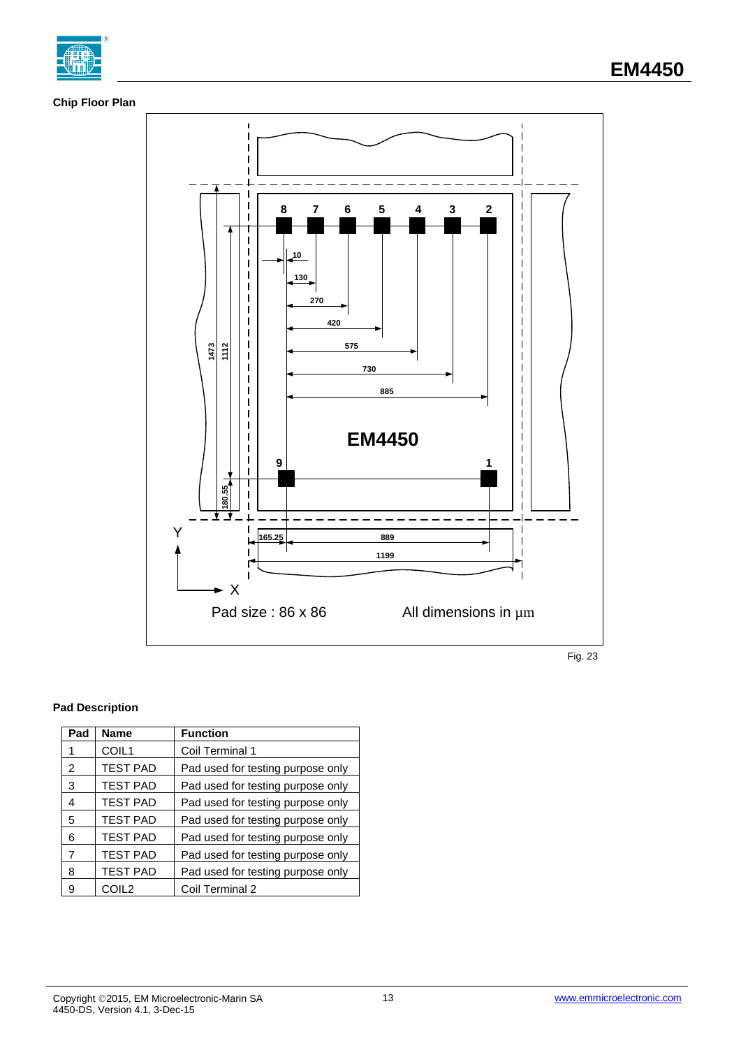**Chip Floor Plan**

Pad size : 86 x 86

All dimensions in µm

Fig. 23

**Pad Description**

| Pad | Name | Function |
|---|---|---|
| 1 | COIL1 | Coil Terminal 1 |
| 2 | TEST PAD | Pad used for testing purpose only |
| 3 | TEST PAD | Pad used for testing purpose only |
| 4 | TEST PAD | Pad used for testing purpose only |
| 5 | TEST PAD | Pad used for testing purpose only |
| 6 | TEST PAD | Pad used for testing purpose only |
| 7 | TEST PAD | Pad used for testing purpose only |
| 8 | TEST PAD | Pad used for testing purpose only |
| 9 | COIL2 | Coil Terminal 2 |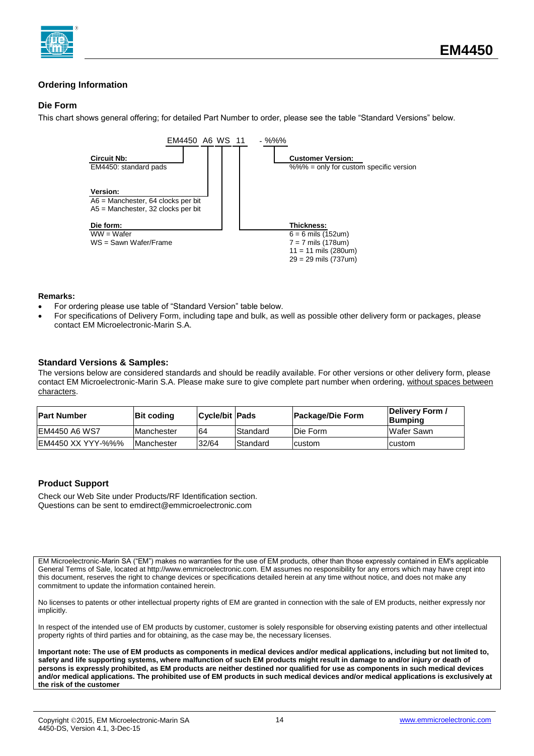## Ordering Information

### Die Form

This chart shows general offering; for detailed Part Number to order, please see the table "Standard Versions" below.

EM4450 A6 WS 11 - %%%

**Circuit Nb:**
EM4450: standard pads

**Version:**
A6 = Manchester, 64 clocks per bit
A5 = Manchester, 32 clocks per bit

**Die form:**
WW = Wafer
WS = Sawn Wafer/Frame

**Customer Version:**
%%% = only for custom specific version

**Thickness:**
6 = 6 mils (152um)
7 = 7 mils (178um)
11 = 11 mils (280um)
29 = 29 mils (737um)

**Remarks:**

- For ordering please use table of "Standard Version" table below.
- For specifications of Delivery Form, including tape and bulk, as well as possible other delivery form or packages, please contact EM Microelectronic-Marin S.A.

### Standard Versions & Samples:

The versions below are considered standards and should be readily available. For other versions or other delivery form, please contact EM Microelectronic-Marin S.A. Please make sure to give complete part number when ordering, without spaces between characters.

| Part Number | Bit coding | Cycle/bit | Pads | Package/Die Form | Delivery Form / Bumping |
|---|---|---|---|---|---|
| EM4450 A6 WS7 | Manchester | 64 | Standard | Die Form | Wafer Sawn |
| EM4450 XX YYY-%%% | Manchester | 32/64 | Standard | custom | custom |

### Product Support

Check our Web Site under Products/RF Identification section.
Questions can be sent to emdirect@emmicroelectronic.com

EM Microelectronic-Marin SA ("EM") makes no warranties for the use of EM products, other than those expressly contained in EM's applicable General Terms of Sale, located at http://www.emmicroelectronic.com. EM assumes no responsibility for any errors which may have crept into this document, reserves the right to change devices or specifications detailed herein at any time without notice, and does not make any commitment to update the information contained herein.

No licenses to patents or other intellectual property rights of EM are granted in connection with the sale of EM products, neither expressly nor implicitly.

In respect of the intended use of EM products by customer, customer is solely responsible for observing existing patents and other intellectual property rights of third parties and for obtaining, as the case may be, the necessary licenses.

**Important note: The use of EM products as components in medical devices and/or medical applications, including but not limited to, safety and life supporting systems, where malfunction of such EM products might result in damage to and/or injury or death of persons is expressly prohibited, as EM products are neither destined nor qualified for use as components in such medical devices and/or medical applications. The prohibited use of EM products in such medical devices and/or medical applications is exclusively at the risk of the customer**